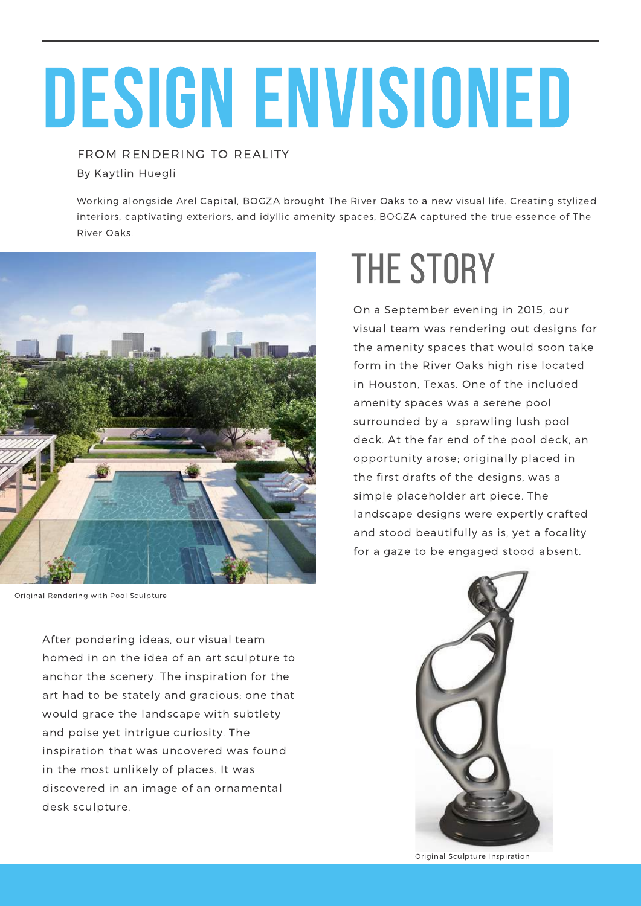# DESIGN ENVISIONED

FROM RENDERING TO REALITY

By Kaytlin Huegli

Working alongside Arel Capital, BOGZA brought The River Oaks to a new visual life. Creating stylized interiors, captivating exteriors, and idyllic amenity spaces, BOGZA captured the true essence of The River Oaks.

Original Rendering with Pool Sculpture

## THE STORY

On a September evening in 2015, our visual team was rendering out designs for the amenity spaces that would soon take form in the River Oaks high rise located in Houston, Texas. One of the included amenity spaces was a serene pool surrounded by a sprawling lush pool deck. At the far end of the pool deck, an opportunity arose; originally placed in the first drafts of the designs, was a simple placeholder art piece. The landscape designs were expertly crafted and stood beautifully as is, yet a focality for a gaze to be engaged stood absent.

After pondering ideas, our visual team homed in on the idea of an art sculpture to anchor the scenery. The inspiration for the art had to be stately and gracious; one that would grace the landscape with subtlety and poise yet intrigue curiosity. The inspiration that was uncovered was found in the most unlikely of places. It was discovered in an image of an ornamental desk sculpture.

Original Sculpture Inspiration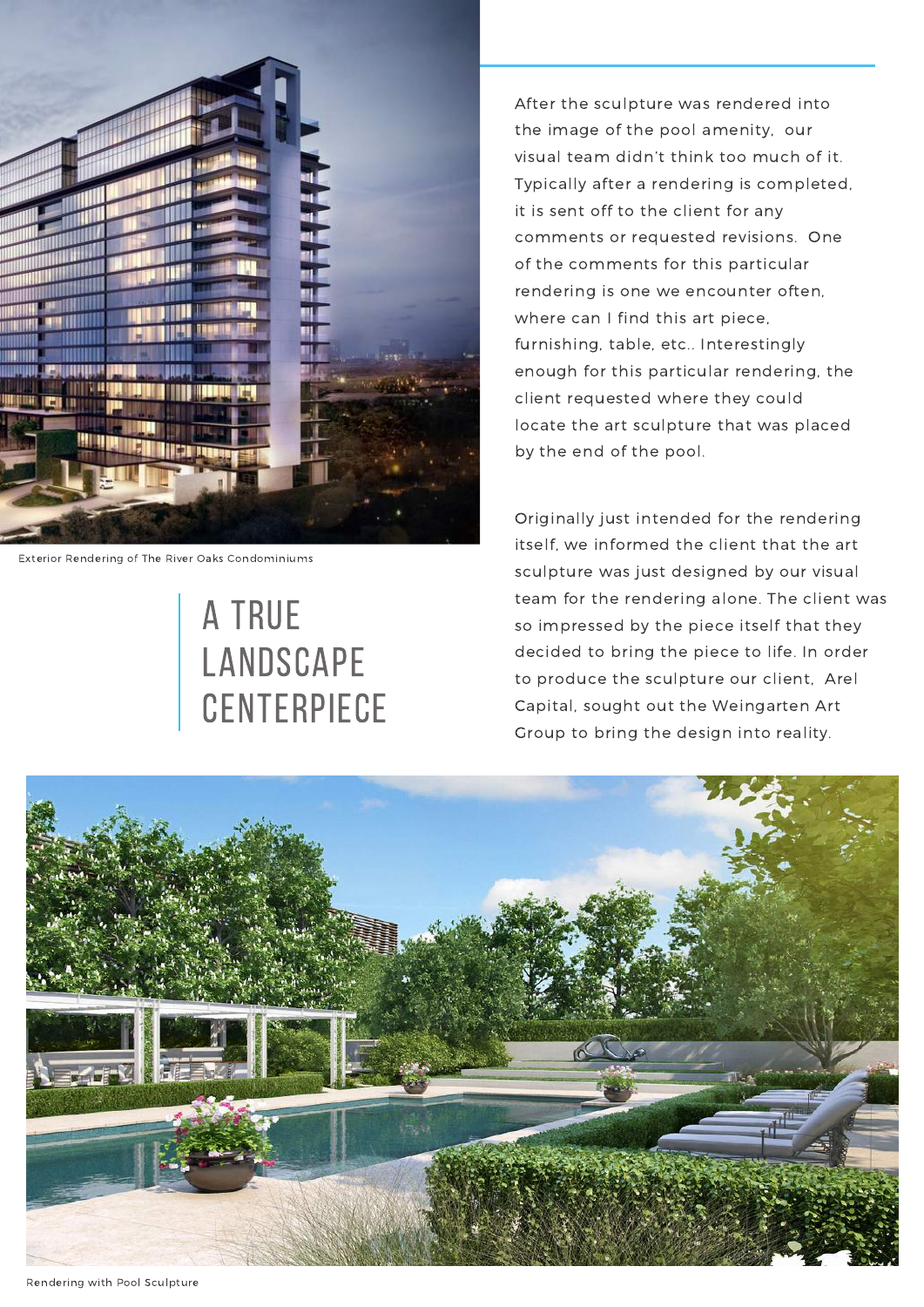Exterior Rendering of The River Oaks Condominiums

# A TRUE LANDSCAPE CENTERPIECE

After the sculpture was rendered into the image of the pool amenity, our visual team didn't think too much of it. Typically after a rendering is completed, it is sent off to the client for any comments or requested revisions. One of the comments for this particular rendering is one we encounter often, where can I find this art piece, furnishing, table, etc.. Interestingly enough for this particular rendering, the client requested where they could locate the art sculpture that was placed by the end of the pool.

Originally just intended for the rendering itself, we informed the client that the art sculpture was just designed by our visual team for the rendering alone. The client was so impressed by the piece itself that they decided to bring the piece to life. In order to produce the sculpture our client, Arel Capital, sought out the Weingarten Art Group to bring the design into reality.

Rendering with Pool Sculpture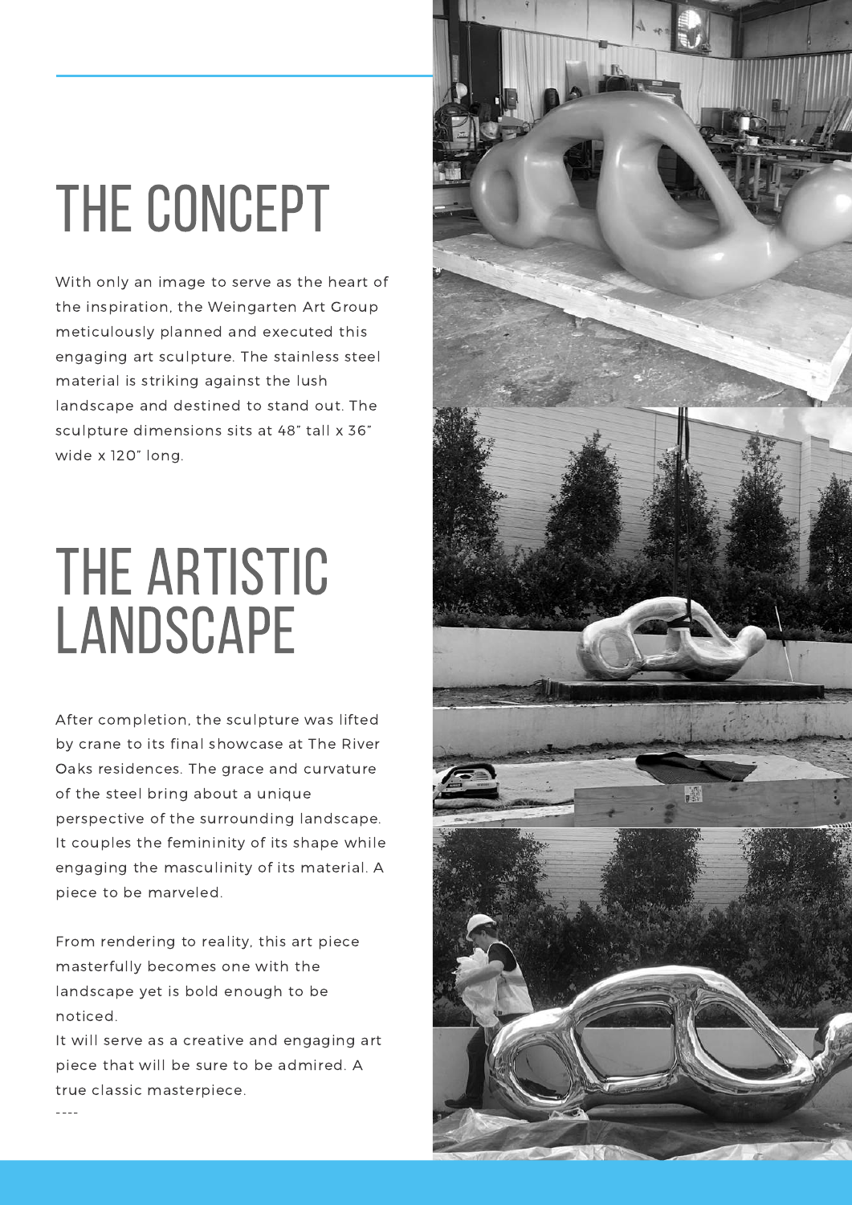# THE CONCEPT

With only an image to serve as the heart of the inspiration, the Weingarten Art Group meticulously planned and executed this engaging art sculpture. The stainless steel material is striking against the lush landscape and destined to stand out. The sculpture dimensions sits at 48" tall x 36" wide x 120" long.

# THE ARTISTIC LANDSCAPE

After completion, the sculpture was lifted by crane to its final showcase at The River Oaks residences. The grace and curvature of the steel bring about a unique perspective of the surrounding landscape. It couples the femininity of its shape while engaging the masculinity of its material. A piece to be marveled.

From rendering to reality, this art piece masterfully becomes one with the landscape yet is bold enough to be noticed.
It will serve as a creative and engaging art piece that will be sure to be admired. A true classic masterpiece.

----